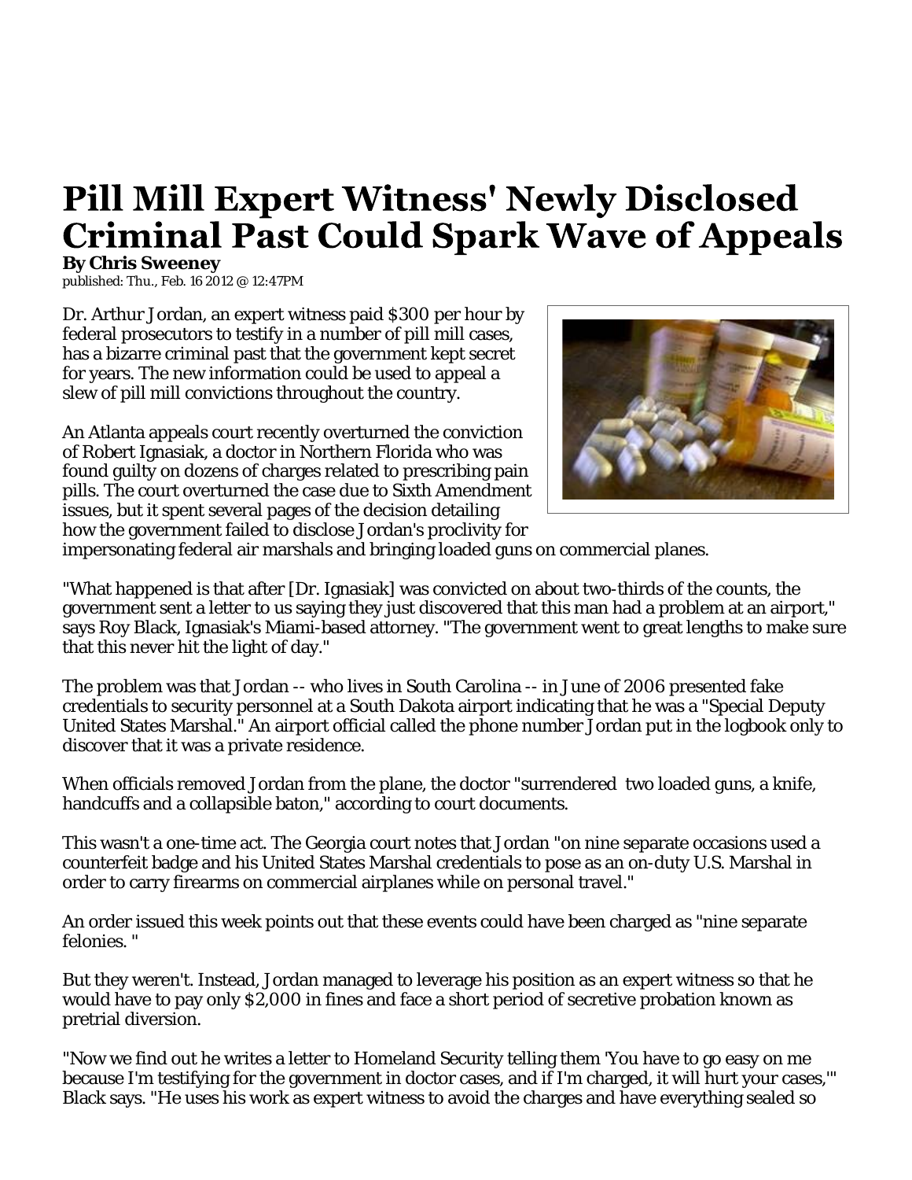# Pill Mill Expert Witness' Newly Disclosed Criminal Past Could Spark Wave of Appeals

**By Chris Sweeney**

published: Thu., Feb. 16 2012 @ 12:47PM

Dr. Arthur Jordan, an expert witness paid $300 per hour by federal prosecutors to testify in a number of pill mill cases, has a bizarre criminal past that the government kept secret for years. The new information could be used to appeal a slew of pill mill convictions throughout the country.

An Atlanta appeals court recently overturned the conviction of Robert Ignasiak, a doctor in Northern Florida who was found guilty on dozens of charges related to prescribing pain pills. The court overturned the case due to Sixth Amendment issues, but it spent several pages of the decision detailing how the government failed to disclose Jordan's proclivity for impersonating federal air marshals and bringing loaded guns on commercial planes.

"What happened is that after [Dr. Ignasiak] was convicted on about two-thirds of the counts, the government sent a letter to us saying they just discovered that this man had a problem at an airport," says Roy Black, Ignasiak's Miami-based attorney. "The government went to great lengths to make sure that this never hit the light of day."

The problem was that Jordan -- who lives in South Carolina -- in June of 2006 presented fake credentials to security personnel at a South Dakota airport indicating that he was a "Special Deputy United States Marshal." An airport official called the phone number Jordan put in the logbook only to discover that it was a private residence.

When officials removed Jordan from the plane, the doctor "surrendered two loaded guns, a knife, handcuffs and a collapsible baton," according to court documents.

This wasn't a one-time act. The Georgia court notes that Jordan "on nine separate occasions used a counterfeit badge and his United States Marshal credentials to pose as an on-duty U.S. Marshal in order to carry firearms on commercial airplanes while on personal travel."

An order issued this week points out that these events could have been charged as "nine separate felonies. "

But they weren't. Instead, Jordan managed to leverage his position as an expert witness so that he would have to pay only $2,000 in fines and face a short period of secretive probation known as pretrial diversion.

"Now we find out he writes a letter to Homeland Security telling them 'You have to go easy on me because I'm testifying for the government in doctor cases, and if I'm charged, it will hurt your cases,'" Black says. "He uses his work as expert witness to avoid the charges and have everything sealed so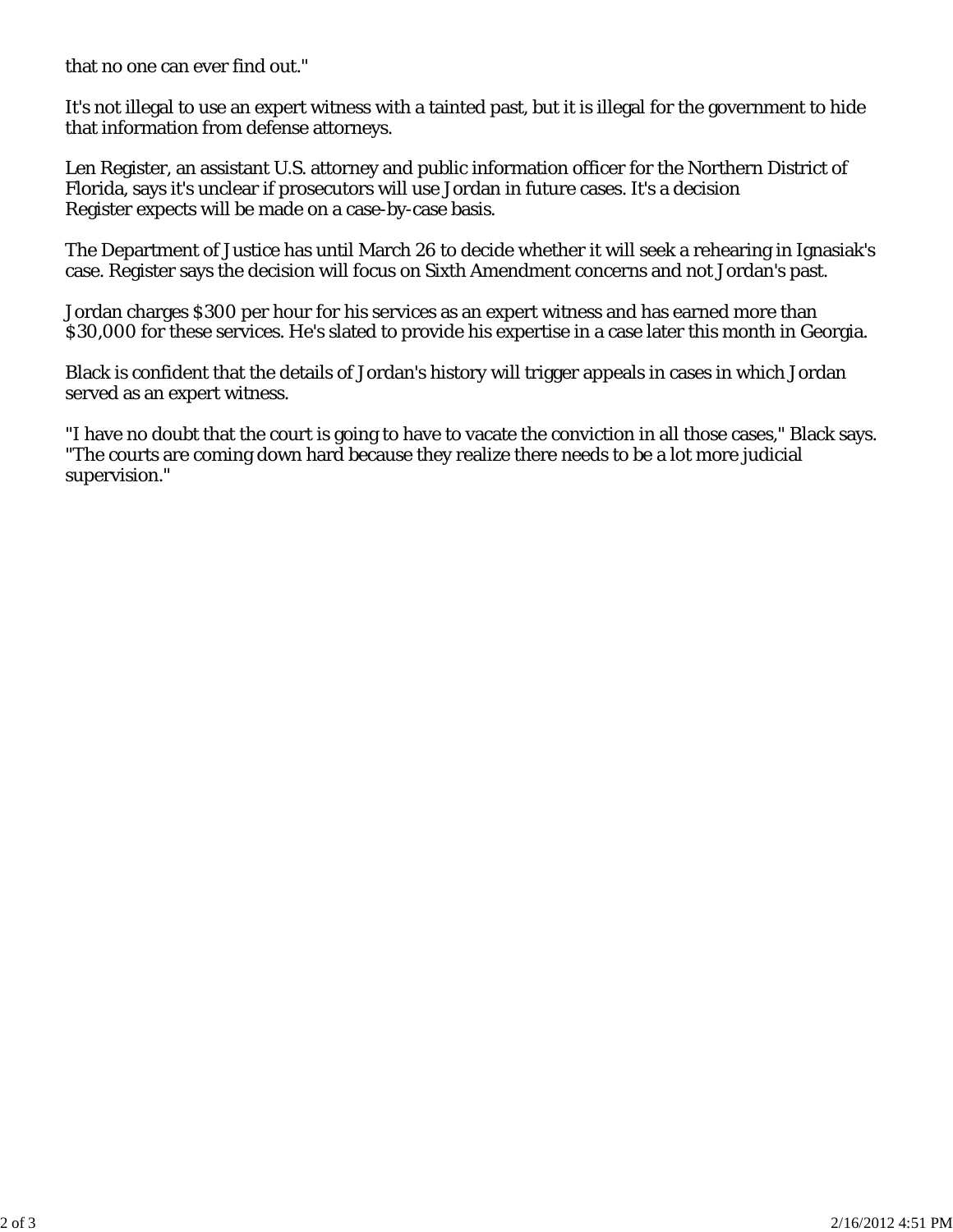that no one can ever find out."

It's not illegal to use an expert witness with a tainted past, but it is illegal for the government to hide that information from defense attorneys.

Len Register, an assistant U.S. attorney and public information officer for the Northern District of Florida, says it's unclear if prosecutors will use Jordan in future cases. It's a decision Register expects will be made on a case-by-case basis.

The Department of Justice has until March 26 to decide whether it will seek a rehearing in Ignasiak's case. Register says the decision will focus on Sixth Amendment concerns and not Jordan's past.

Jordan charges $300 per hour for his services as an expert witness and has earned more than $30,000 for these services. He's slated to provide his expertise in a case later this month in Georgia.

Black is confident that the details of Jordan's history will trigger appeals in cases in which Jordan served as an expert witness.

"I have no doubt that the court is going to have to vacate the conviction in all those cases," Black says. "The courts are coming down hard because they realize there needs to be a lot more judicial supervision."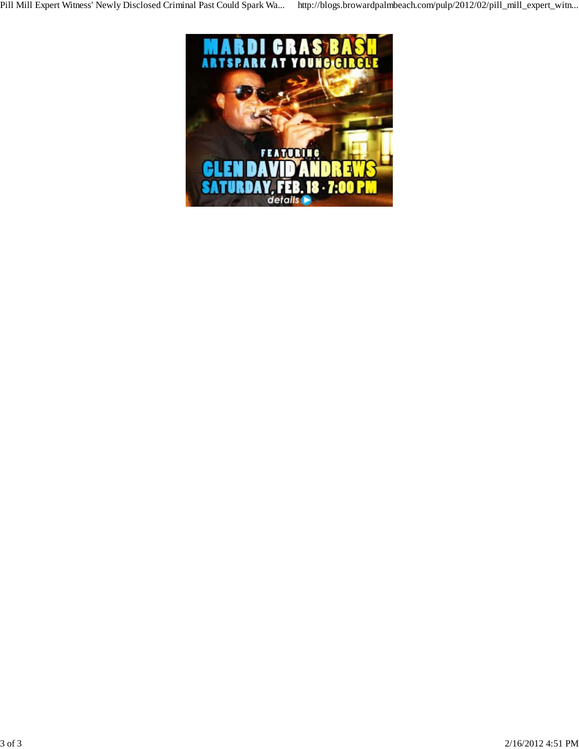MARDI GRAS BASH

ARTSPARK AT YOUNG CIRCLE

FEATURING

GLEN DAVID ANDREWS

SATURDAY, FEB. 18 - 7:00 PM

details